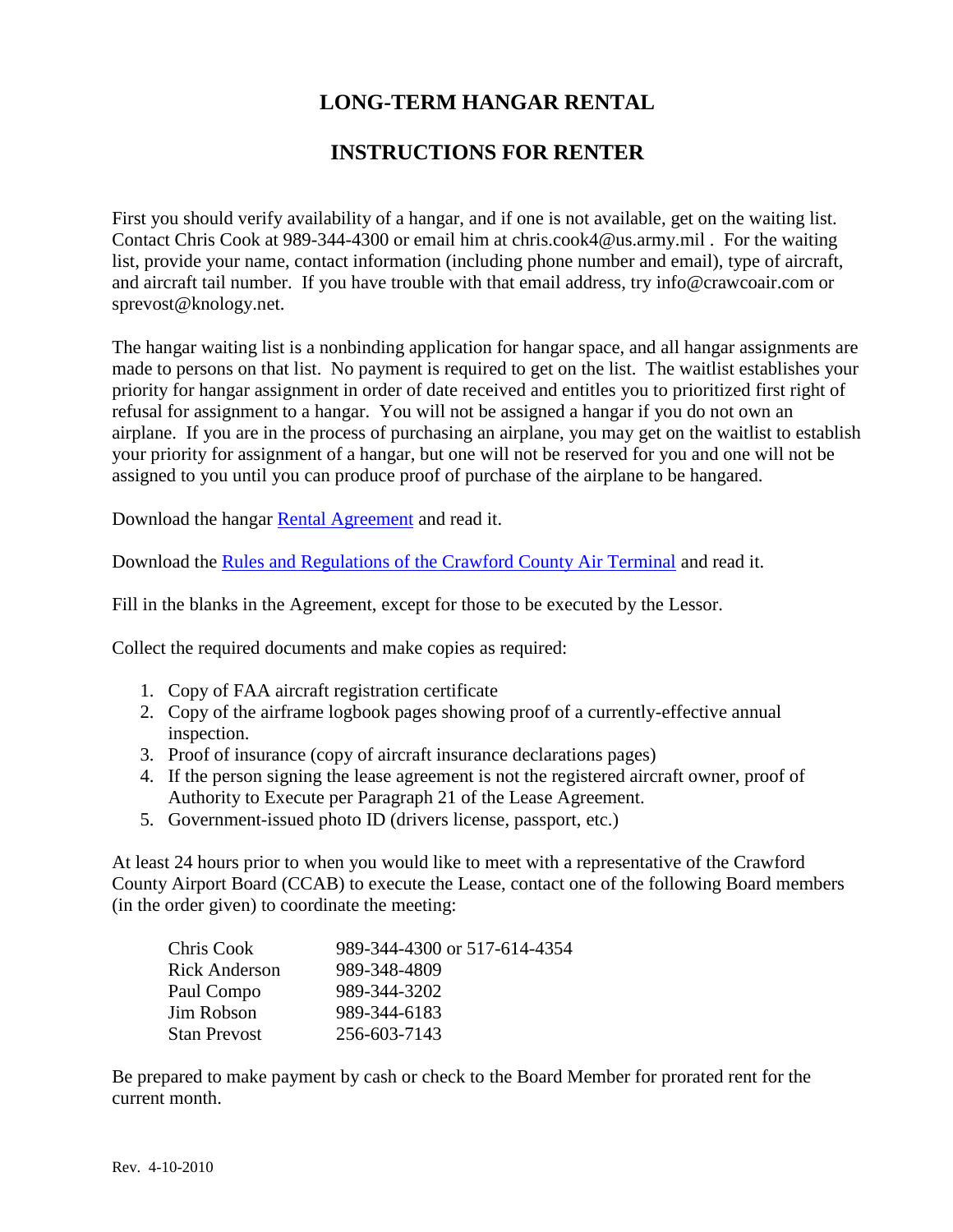# LONG-TERM HANGAR RENTAL

## INSTRUCTIONS FOR RENTER

First you should verify availability of a hangar, and if one is not available, get on the waiting list. Contact Chris Cook at 989-344-4300 or email him at chris.cook4@us.army.mil . For the waiting list, provide your name, contact information (including phone number and email), type of aircraft, and aircraft tail number. If you have trouble with that email address, try info@crawcoair.com or sprevost@knology.net.

The hangar waiting list is a nonbinding application for hangar space, and all hangar assignments are made to persons on that list. No payment is required to get on the list. The waitlist establishes your priority for hangar assignment in order of date received and entitles you to prioritized first right of refusal for assignment to a hangar. You will not be assigned a hangar if you do not own an airplane. If you are in the process of purchasing an airplane, you may get on the waitlist to establish your priority for assignment of a hangar, but one will not be reserved for you and one will not be assigned to you until you can produce proof of purchase of the airplane to be hangared.

Download the hangar Rental Agreement and read it.

Download the Rules and Regulations of the Crawford County Air Terminal and read it.

Fill in the blanks in the Agreement, except for those to be executed by the Lessor.

Collect the required documents and make copies as required:

1. Copy of FAA aircraft registration certificate
2. Copy of the airframe logbook pages showing proof of a currently-effective annual inspection.
3. Proof of insurance (copy of aircraft insurance declarations pages)
4. If the person signing the lease agreement is not the registered aircraft owner, proof of Authority to Execute per Paragraph 21 of the Lease Agreement.
5. Government-issued photo ID (drivers license, passport, etc.)

At least 24 hours prior to when you would like to meet with a representative of the Crawford County Airport Board (CCAB) to execute the Lease, contact one of the following Board members (in the order given) to coordinate the meeting:

| | |
|---|---|
| Chris Cook | 989-344-4300 or 517-614-4354 |
| Rick Anderson | 989-348-4809 |
| Paul Compo | 989-344-3202 |
| Jim Robson | 989-344-6183 |
| Stan Prevost | 256-603-7143 |

Be prepared to make payment by cash or check to the Board Member for prorated rent for the current month.

Rev. 4-10-2010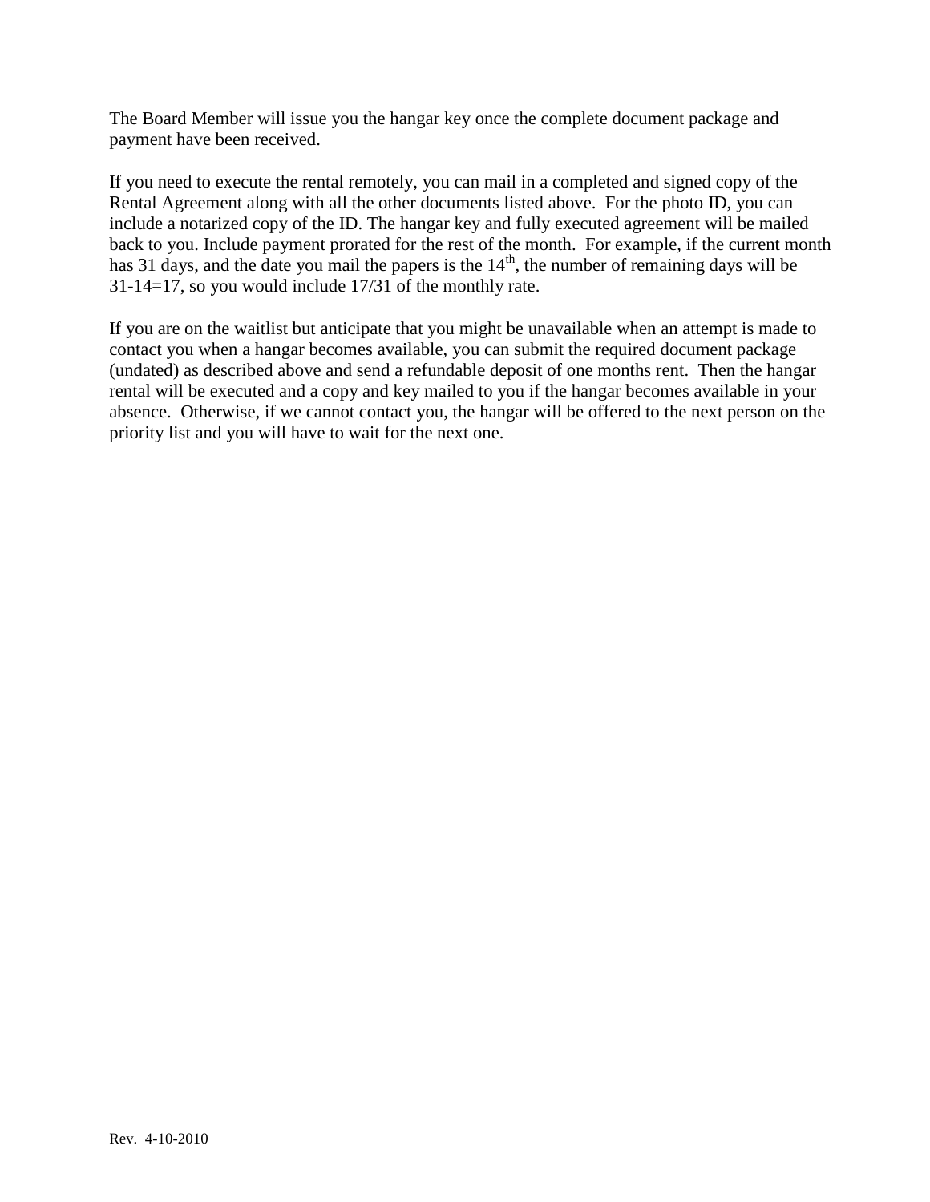The Board Member will issue you the hangar key once the complete document package and payment have been received.

If you need to execute the rental remotely, you can mail in a completed and signed copy of the Rental Agreement along with all the other documents listed above. For the photo ID, you can include a notarized copy of the ID. The hangar key and fully executed agreement will be mailed back to you. Include payment prorated for the rest of the month. For example, if the current month has 31 days, and the date you mail the papers is the 14th, the number of remaining days will be 31-14=17, so you would include 17/31 of the monthly rate.

If you are on the waitlist but anticipate that you might be unavailable when an attempt is made to contact you when a hangar becomes available, you can submit the required document package (undated) as described above and send a refundable deposit of one months rent. Then the hangar rental will be executed and a copy and key mailed to you if the hangar becomes available in your absence. Otherwise, if we cannot contact you, the hangar will be offered to the next person on the priority list and you will have to wait for the next one.

Rev. 4-10-2010